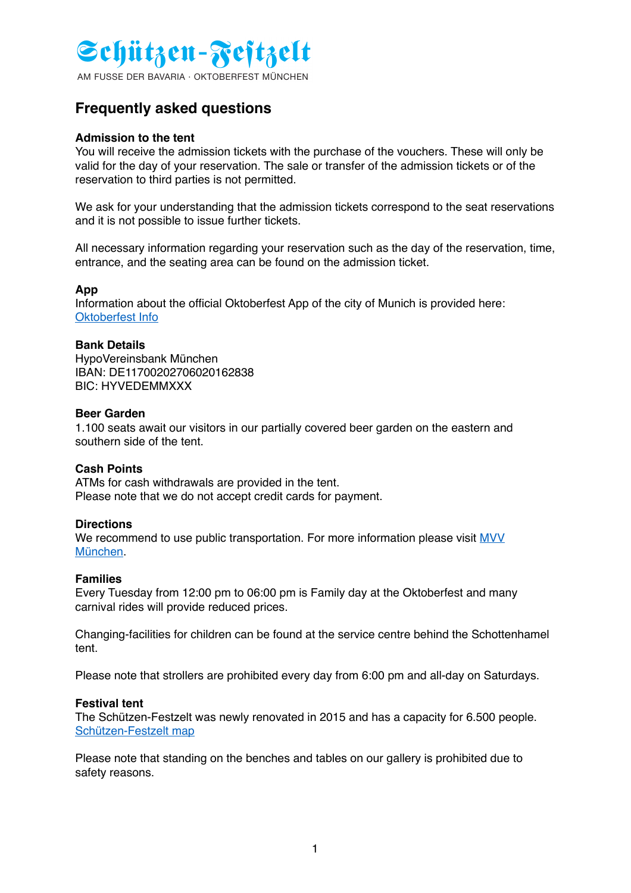# Schützen-Festzelt

AM FUSSE DER BAVARIA · OKTOBERFEST MÜNCHEN

## Frequently asked questions

**Admission to the tent**
You will receive the admission tickets with the purchase of the vouchers. These will only be valid for the day of your reservation. The sale or transfer of the admission tickets or of the reservation to third parties is not permitted.

We ask for your understanding that the admission tickets correspond to the seat reservations and it is not possible to issue further tickets.

All necessary information regarding your reservation such as the day of the reservation, time, entrance, and the seating area can be found on the admission ticket.

**App**
Information about the official Oktoberfest App of the city of Munich is provided here: Oktoberfest Info

**Bank Details**
HypoVereinsbank München
IBAN: DE11700202706020162838
BIC: HYVEDEMMXXX

**Beer Garden**
1.100 seats await our visitors in our partially covered beer garden on the eastern and southern side of the tent.

**Cash Points**
ATMs for cash withdrawals are provided in the tent.
Please note that we do not accept credit cards for payment.

**Directions**
We recommend to use public transportation. For more information please visit MVV München.

**Families**
Every Tuesday from 12:00 pm to 06:00 pm is Family day at the Oktoberfest and many carnival rides will provide reduced prices.

Changing-facilities for children can be found at the service centre behind the Schottenhamel tent.

Please note that strollers are prohibited every day from 6:00 pm and all-day on Saturdays.

**Festival tent**
The Schützen-Festzelt was newly renovated in 2015 and has a capacity for 6.500 people.
Schützen-Festzelt map

Please note that standing on the benches and tables on our gallery is prohibited due to safety reasons.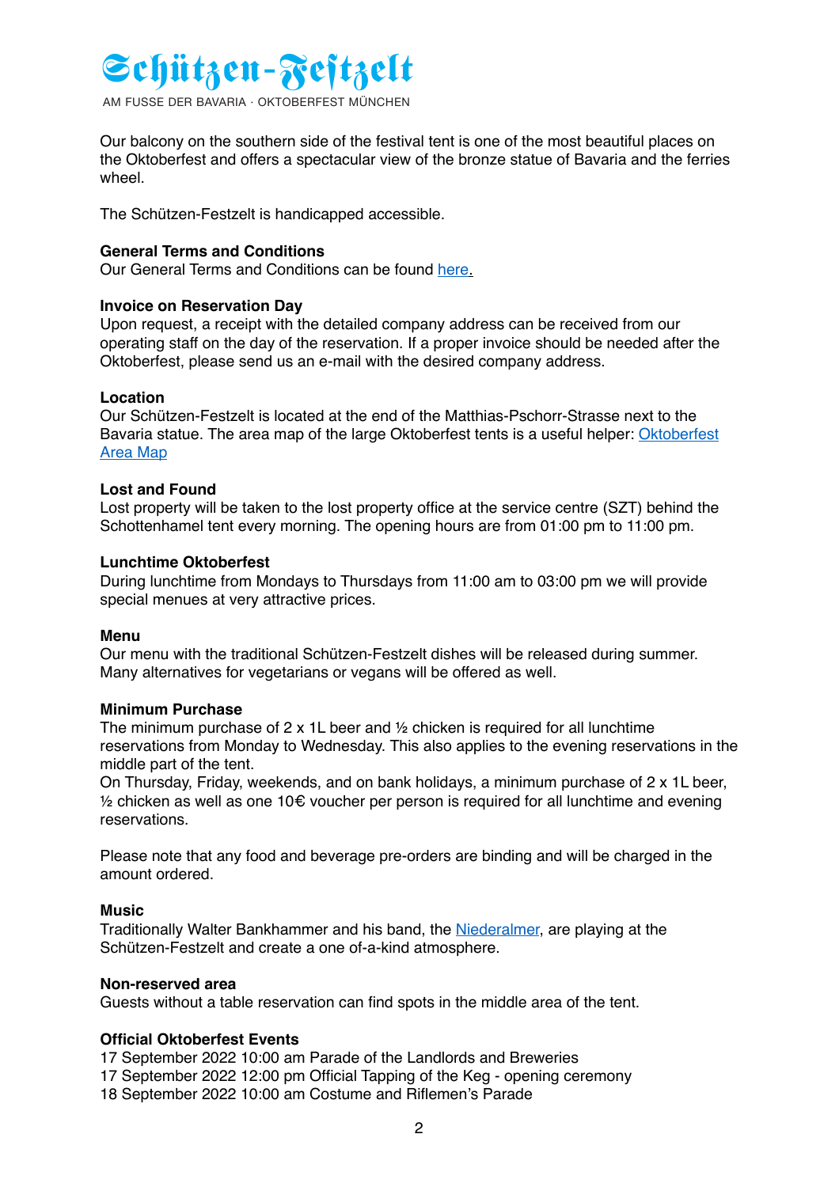# Schützen-Festzelt

AM FUSSE DER BAVARIA · OKTOBERFEST MÜNCHEN

Our balcony on the southern side of the festival tent is one of the most beautiful places on the Oktoberfest and offers a spectacular view of the bronze statue of Bavaria and the ferries wheel.

The Schützen-Festzelt is handicapped accessible.

**General Terms and Conditions**
Our General Terms and Conditions can be found here.

**Invoice on Reservation Day**
Upon request, a receipt with the detailed company address can be received from our operating staff on the day of the reservation. If a proper invoice should be needed after the Oktoberfest, please send us an e-mail with the desired company address.

**Location**
Our Schützen-Festzelt is located at the end of the Matthias-Pschorr-Strasse next to the Bavaria statue. The area map of the large Oktoberfest tents is a useful helper: Oktoberfest Area Map

**Lost and Found**
Lost property will be taken to the lost property office at the service centre (SZT) behind the Schottenhamel tent every morning. The opening hours are from 01:00 pm to 11:00 pm.

**Lunchtime Oktoberfest**
During lunchtime from Mondays to Thursdays from 11:00 am to 03:00 pm we will provide special menues at very attractive prices.

**Menu**
Our menu with the traditional Schützen-Festzelt dishes will be released during summer. Many alternatives for vegetarians or vegans will be offered as well.

**Minimum Purchase**
The minimum purchase of 2 x 1L beer and ½ chicken is required for all lunchtime reservations from Monday to Wednesday. This also applies to the evening reservations in the middle part of the tent.
On Thursday, Friday, weekends, and on bank holidays, a minimum purchase of 2 x 1L beer, ½ chicken as well as one 10€ voucher per person is required for all lunchtime and evening reservations.

Please note that any food and beverage pre-orders are binding and will be charged in the amount ordered.

**Music**
Traditionally Walter Bankhammer and his band, the Niederalmer, are playing at the Schützen-Festzelt and create a one of-a-kind atmosphere.

**Non-reserved area**
Guests without a table reservation can find spots in the middle area of the tent.

**Official Oktoberfest Events**
17 September 2022 10:00 am Parade of the Landlords and Breweries
17 September 2022 12:00 pm Official Tapping of the Keg - opening ceremony
18 September 2022 10:00 am Costume and Riflemen's Parade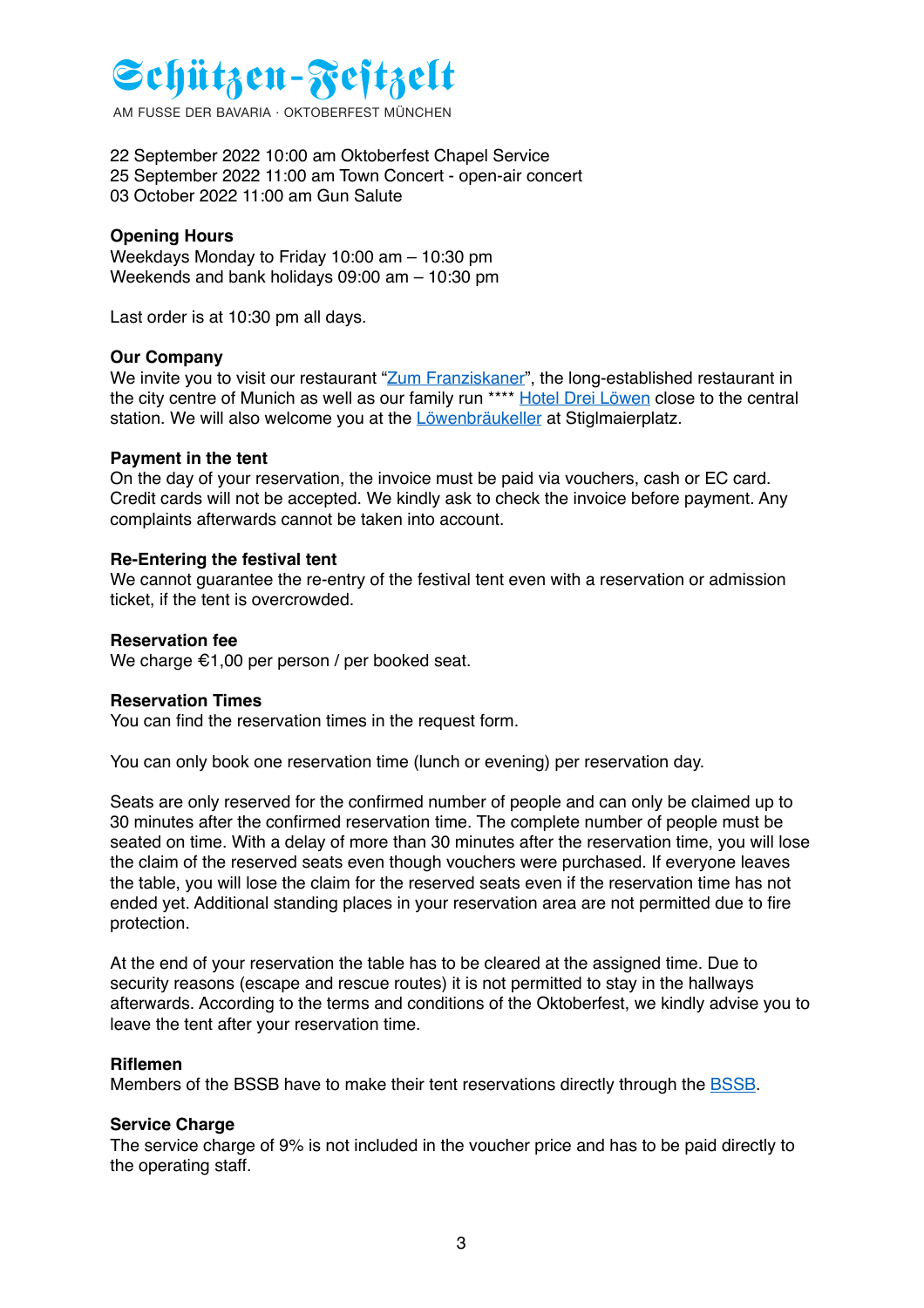# Schützen-Festzelt

AM FUSSE DER BAVARIA · OKTOBERFEST MÜNCHEN

22 September 2022 10:00 am Oktoberfest Chapel Service
25 September 2022 11:00 am Town Concert - open-air concert
03 October 2022 11:00 am Gun Salute

**Opening Hours**
Weekdays Monday to Friday 10:00 am – 10:30 pm
Weekends and bank holidays 09:00 am – 10:30 pm

Last order is at 10:30 pm all days.

**Our Company**
We invite you to visit our restaurant "Zum Franziskaner", the long-established restaurant in the city centre of Munich as well as our family run **** Hotel Drei Löwen close to the central station. We will also welcome you at the Löwenbräukeller at Stiglmaierplatz.

**Payment in the tent**
On the day of your reservation, the invoice must be paid via vouchers, cash or EC card. Credit cards will not be accepted. We kindly ask to check the invoice before payment. Any complaints afterwards cannot be taken into account.

**Re-Entering the festival tent**
We cannot guarantee the re-entry of the festival tent even with a reservation or admission ticket, if the tent is overcrowded.

**Reservation fee**
We charge €1,00 per person / per booked seat.

**Reservation Times**
You can find the reservation times in the request form.

You can only book one reservation time (lunch or evening) per reservation day.

Seats are only reserved for the confirmed number of people and can only be claimed up to 30 minutes after the confirmed reservation time. The complete number of people must be seated on time. With a delay of more than 30 minutes after the reservation time, you will lose the claim of the reserved seats even though vouchers were purchased. If everyone leaves the table, you will lose the claim for the reserved seats even if the reservation time has not ended yet. Additional standing places in your reservation area are not permitted due to fire protection.

At the end of your reservation the table has to be cleared at the assigned time. Due to security reasons (escape and rescue routes) it is not permitted to stay in the hallways afterwards. According to the terms and conditions of the Oktoberfest, we kindly advise you to leave the tent after your reservation time.

**Riflemen**
Members of the BSSB have to make their tent reservations directly through the BSSB.

**Service Charge**
The service charge of 9% is not included in the voucher price and has to be paid directly to the operating staff.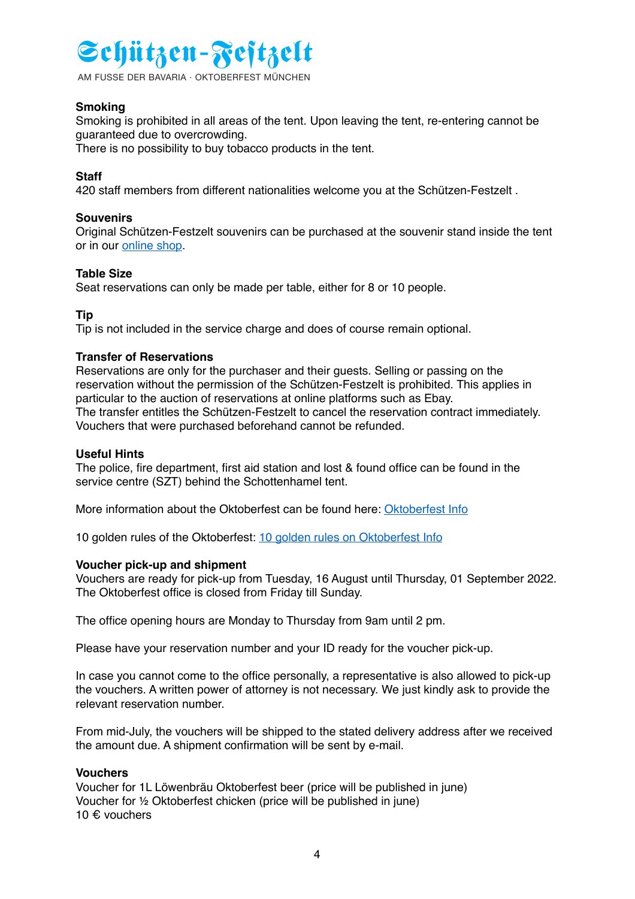# Schützen-Festzelt

AM FUSSE DER BAVARIA · OKTOBERFEST MÜNCHEN

**Smoking**
Smoking is prohibited in all areas of the tent. Upon leaving the tent, re-entering cannot be guaranteed due to overcrowding.
There is no possibility to buy tobacco products in the tent.

**Staff**
420 staff members from different nationalities welcome you at the Schützen-Festzelt .

**Souvenirs**
Original Schützen-Festzelt souvenirs can be purchased at the souvenir stand inside the tent or in our online shop.

**Table Size**
Seat reservations can only be made per table, either for 8 or 10 people.

**Tip**
Tip is not included in the service charge and does of course remain optional.

**Transfer of Reservations**
Reservations are only for the purchaser and their guests. Selling or passing on the reservation without the permission of the Schützen-Festzelt is prohibited. This applies in particular to the auction of reservations at online platforms such as Ebay.
The transfer entitles the Schützen-Festzelt to cancel the reservation contract immediately. Vouchers that were purchased beforehand cannot be refunded.

**Useful Hints**
The police, fire department, first aid station and lost & found office can be found in the service centre (SZT) behind the Schottenhamel tent.

More information about the Oktoberfest can be found here: Oktoberfest Info

10 golden rules of the Oktoberfest: 10 golden rules on Oktoberfest Info

**Voucher pick-up and shipment**
Vouchers are ready for pick-up from Tuesday, 16 August until Thursday, 01 September 2022. The Oktoberfest office is closed from Friday till Sunday.

The office opening hours are Monday to Thursday from 9am until 2 pm.

Please have your reservation number and your ID ready for the voucher pick-up.

In case you cannot come to the office personally, a representative is also allowed to pick-up the vouchers. A written power of attorney is not necessary. We just kindly ask to provide the relevant reservation number.

From mid-July, the vouchers will be shipped to the stated delivery address after we received the amount due. A shipment confirmation will be sent by e-mail.

**Vouchers**
Voucher for 1L Löwenbräu Oktoberfest beer (price will be published in june)
Voucher for ½ Oktoberfest chicken (price will be published in june)
10 € vouchers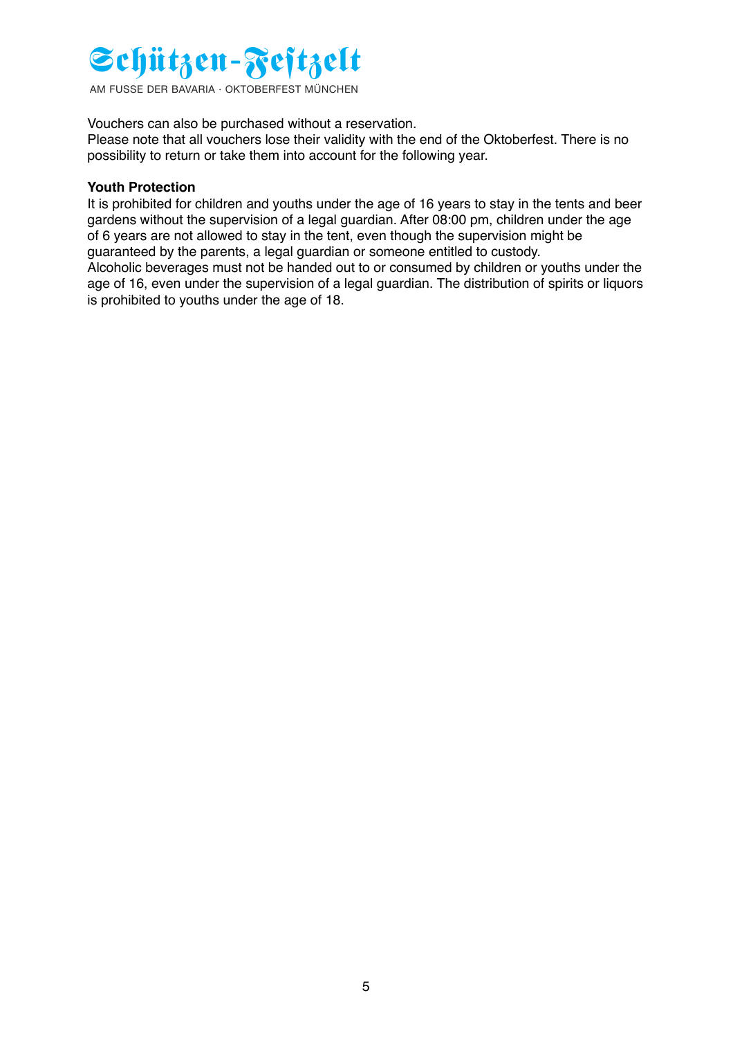Vouchers can also be purchased without a reservation.
Please note that all vouchers lose their validity with the end of the Oktoberfest. There is no possibility to return or take them into account for the following year.

**Youth Protection**

It is prohibited for children and youths under the age of 16 years to stay in the tents and beer gardens without the supervision of a legal guardian. After 08:00 pm, children under the age of 6 years are not allowed to stay in the tent, even though the supervision might be guaranteed by the parents, a legal guardian or someone entitled to custody.
Alcoholic beverages must not be handed out to or consumed by children or youths under the age of 16, even under the supervision of a legal guardian. The distribution of spirits or liquors is prohibited to youths under the age of 18.